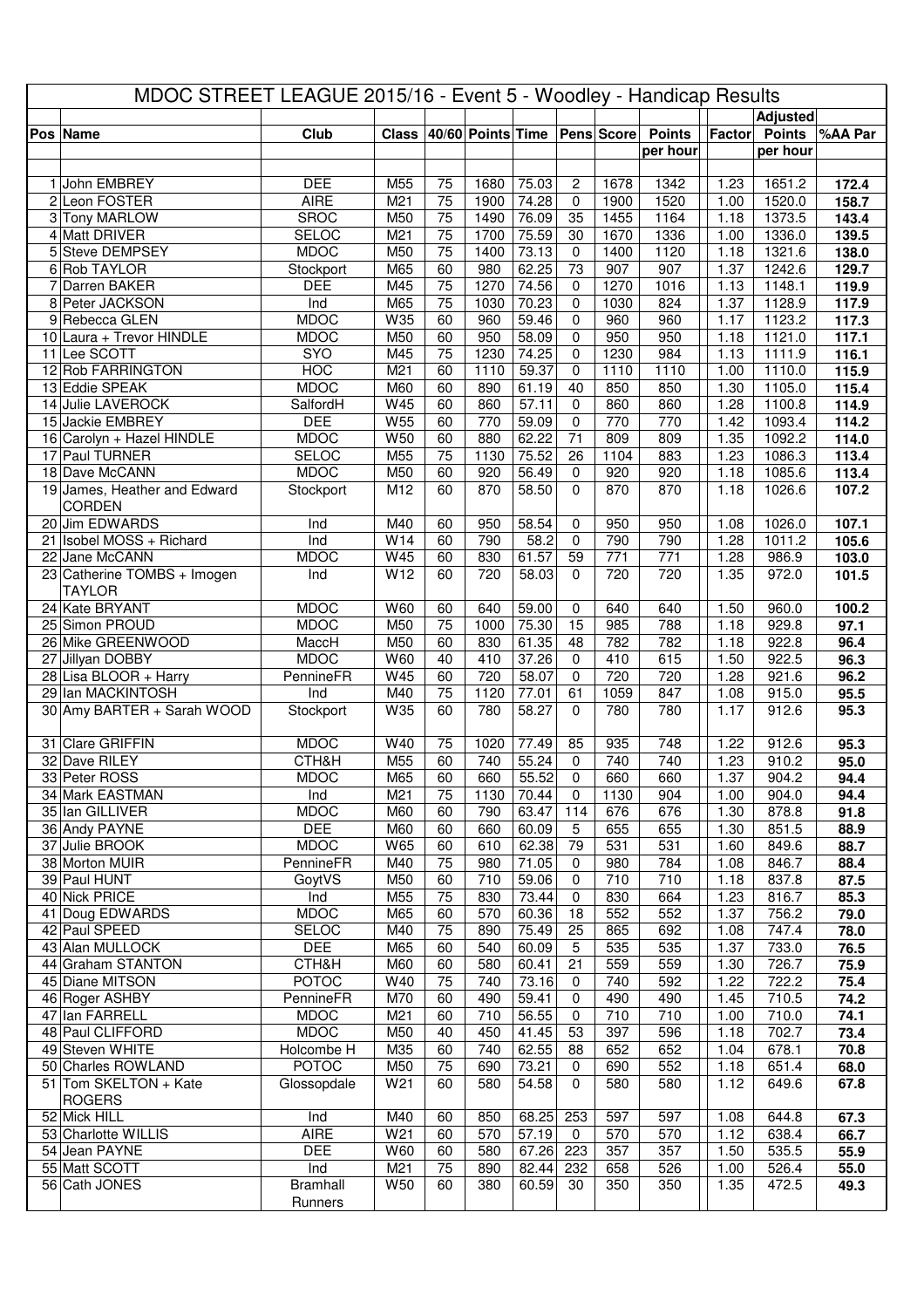# MDOC STREET LEAGUE 2015/16 - Event 5 - Woodley - Handicap Results

| Pos | Name | Club | Class | 40/60 | Points | Time | Pens | Score | Points per hour | Factor | Adjusted Points per hour | %AA Par |
|---|---|---|---|---|---|---|---|---|---|---|---|---|
| 1 | John EMBREY | DEE | M55 | 75 | 1680 | 75.03 | 2 | 1678 | 1342 | 1.23 | 1651.2 | **172.4** |
| 2 | Leon FOSTER | AIRE | M21 | 75 | 1900 | 74.28 | 0 | 1900 | 1520 | 1.00 | 1520.0 | **158.7** |
| 3 | Tony MARLOW | SROC | M50 | 75 | 1490 | 76.09 | 35 | 1455 | 1164 | 1.18 | 1373.5 | **143.4** |
| 4 | Matt DRIVER | SELOC | M21 | 75 | 1700 | 75.59 | 30 | 1670 | 1336 | 1.00 | 1336.0 | **139.5** |
| 5 | Steve DEMPSEY | MDOC | M50 | 75 | 1400 | 73.13 | 0 | 1400 | 1120 | 1.18 | 1321.6 | **138.0** |
| 6 | Rob TAYLOR | Stockport | M65 | 60 | 980 | 62.25 | 73 | 907 | 907 | 1.37 | 1242.6 | **129.7** |
| 7 | Darren BAKER | DEE | M45 | 75 | 1270 | 74.56 | 0 | 1270 | 1016 | 1.13 | 1148.1 | **119.9** |
| 8 | Peter JACKSON | Ind | M65 | 75 | 1030 | 70.23 | 0 | 1030 | 824 | 1.37 | 1128.9 | **117.9** |
| 9 | Rebecca GLEN | MDOC | W35 | 60 | 960 | 59.46 | 0 | 960 | 960 | 1.17 | 1123.2 | **117.3** |
| 10 | Laura + Trevor HINDLE | MDOC | M50 | 60 | 950 | 58.09 | 0 | 950 | 950 | 1.18 | 1121.0 | **117.1** |
| 11 | Lee SCOTT | SYO | M45 | 75 | 1230 | 74.25 | 0 | 1230 | 984 | 1.13 | 1111.9 | **116.1** |
| 12 | Rob FARRINGTON | HOC | M21 | 60 | 1110 | 59.37 | 0 | 1110 | 1110 | 1.00 | 1110.0 | **115.9** |
| 13 | Eddie SPEAK | MDOC | M60 | 60 | 890 | 61.19 | 40 | 850 | 850 | 1.30 | 1105.0 | **115.4** |
| 14 | Julie LAVEROCK | SalfordH | W45 | 60 | 860 | 57.11 | 0 | 860 | 860 | 1.28 | 1100.8 | **114.9** |
| 15 | Jackie EMBREY | DEE | W55 | 60 | 770 | 59.09 | 0 | 770 | 770 | 1.42 | 1093.4 | **114.2** |
| 16 | Carolyn + Hazel HINDLE | MDOC | W50 | 60 | 880 | 62.22 | 71 | 809 | 809 | 1.35 | 1092.2 | **114.0** |
| 17 | Paul TURNER | SELOC | M55 | 75 | 1130 | 75.52 | 26 | 1104 | 883 | 1.23 | 1086.3 | **113.4** |
| 18 | Dave McCANN | MDOC | M50 | 60 | 920 | 56.49 | 0 | 920 | 920 | 1.18 | 1085.6 | **113.4** |
| 19 | James, Heather and Edward CORDEN | Stockport | M12 | 60 | 870 | 58.50 | 0 | 870 | 870 | 1.18 | 1026.6 | **107.2** |
| 20 | Jim EDWARDS | Ind | M40 | 60 | 950 | 58.54 | 0 | 950 | 950 | 1.08 | 1026.0 | **107.1** |
| 21 | Isobel MOSS + Richard | Ind | W14 | 60 | 790 | 58.2 | 0 | 790 | 790 | 1.28 | 1011.2 | **105.6** |
| 22 | Jane McCANN | MDOC | W45 | 60 | 830 | 61.57 | 59 | 771 | 771 | 1.28 | 986.9 | **103.0** |
| 23 | Catherine TOMBS + Imogen TAYLOR | Ind | W12 | 60 | 720 | 58.03 | 0 | 720 | 720 | 1.35 | 972.0 | **101.5** |
| 24 | Kate BRYANT | MDOC | W60 | 60 | 640 | 59.00 | 0 | 640 | 640 | 1.50 | 960.0 | **100.2** |
| 25 | Simon PROUD | MDOC | M50 | 75 | 1000 | 75.30 | 15 | 985 | 788 | 1.18 | 929.8 | **97.1** |
| 26 | Mike GREENWOOD | MaccH | M50 | 60 | 830 | 61.35 | 48 | 782 | 782 | 1.18 | 922.8 | **96.4** |
| 27 | Jillyan DOBBY | MDOC | W60 | 40 | 410 | 37.26 | 0 | 410 | 615 | 1.50 | 922.5 | **96.3** |
| 28 | Lisa BLOOR + Harry | PennineFR | W45 | 60 | 720 | 58.07 | 0 | 720 | 720 | 1.28 | 921.6 | **96.2** |
| 29 | Ian MACKINTOSH | Ind | M40 | 75 | 1120 | 77.01 | 61 | 1059 | 847 | 1.08 | 915.0 | **95.5** |
| 30 | Amy BARTER + Sarah WOOD | Stockport | W35 | 60 | 780 | 58.27 | 0 | 780 | 780 | 1.17 | 912.6 | **95.3** |
| 31 | Clare GRIFFIN | MDOC | W40 | 75 | 1020 | 77.49 | 85 | 935 | 748 | 1.22 | 912.6 | **95.3** |
| 32 | Dave RILEY | CTH&H | M55 | 60 | 740 | 55.24 | 0 | 740 | 740 | 1.23 | 910.2 | **95.0** |
| 33 | Peter ROSS | MDOC | M65 | 60 | 660 | 55.52 | 0 | 660 | 660 | 1.37 | 904.2 | **94.4** |
| 34 | Mark EASTMAN | Ind | M21 | 75 | 1130 | 70.44 | 0 | 1130 | 904 | 1.00 | 904.0 | **94.4** |
| 35 | Ian GILLIVER | MDOC | M60 | 60 | 790 | 63.47 | 114 | 676 | 676 | 1.30 | 878.8 | **91.8** |
| 36 | Andy PAYNE | DEE | M60 | 60 | 660 | 60.09 | 5 | 655 | 655 | 1.30 | 851.5 | **88.9** |
| 37 | Julie BROOK | MDOC | W65 | 60 | 610 | 62.38 | 79 | 531 | 531 | 1.60 | 849.6 | **88.7** |
| 38 | Morton MUIR | PennineFR | M40 | 75 | 980 | 71.05 | 0 | 980 | 784 | 1.08 | 846.7 | **88.4** |
| 39 | Paul HUNT | GoytVS | M50 | 60 | 710 | 59.06 | 0 | 710 | 710 | 1.18 | 837.8 | **87.5** |
| 40 | Nick PRICE | Ind | M55 | 75 | 830 | 73.44 | 0 | 830 | 664 | 1.23 | 816.7 | **85.3** |
| 41 | Doug EDWARDS | MDOC | M65 | 60 | 570 | 60.36 | 18 | 552 | 552 | 1.37 | 756.2 | **79.0** |
| 42 | Paul SPEED | SELOC | M40 | 75 | 890 | 75.49 | 25 | 865 | 692 | 1.08 | 747.4 | **78.0** |
| 43 | Alan MULLOCK | DEE | M65 | 60 | 540 | 60.09 | 5 | 535 | 535 | 1.37 | 733.0 | **76.5** |
| 44 | Graham STANTON | CTH&H | M60 | 60 | 580 | 60.41 | 21 | 559 | 559 | 1.30 | 726.7 | **75.9** |
| 45 | Diane MITSON | POTOC | W40 | 75 | 740 | 73.16 | 0 | 740 | 592 | 1.22 | 722.2 | **75.4** |
| 46 | Roger ASHBY | PennineFR | M70 | 60 | 490 | 59.41 | 0 | 490 | 490 | 1.45 | 710.5 | **74.2** |
| 47 | Ian FARRELL | MDOC | M21 | 60 | 710 | 56.55 | 0 | 710 | 710 | 1.00 | 710.0 | **74.1** |
| 48 | Paul CLIFFORD | MDOC | M50 | 40 | 450 | 41.45 | 53 | 397 | 596 | 1.18 | 702.7 | **73.4** |
| 49 | Steven WHITE | Holcombe H | M35 | 60 | 740 | 62.55 | 88 | 652 | 652 | 1.04 | 678.1 | **70.8** |
| 50 | Charles ROWLAND | POTOC | M50 | 75 | 690 | 73.21 | 0 | 690 | 552 | 1.18 | 651.4 | **68.0** |
| 51 | Tom SKELTON + Kate ROGERS | Glossopdale | W21 | 60 | 580 | 54.58 | 0 | 580 | 580 | 1.12 | 649.6 | **67.8** |
| 52 | Mick HILL | Ind | M40 | 60 | 850 | 68.25 | 253 | 597 | 597 | 1.08 | 644.8 | **67.3** |
| 53 | Charlotte WILLIS | AIRE | W21 | 60 | 570 | 57.19 | 0 | 570 | 570 | 1.12 | 638.4 | **66.7** |
| 54 | Jean PAYNE | DEE | W60 | 60 | 580 | 67.26 | 223 | 357 | 357 | 1.50 | 535.5 | **55.9** |
| 55 | Matt SCOTT | Ind | M21 | 75 | 890 | 82.44 | 232 | 658 | 526 | 1.00 | 526.4 | **55.0** |
| 56 | Cath JONES | Bramhall Runners | W50 | 60 | 380 | 60.59 | 30 | 350 | 350 | 1.35 | 472.5 | **49.3** |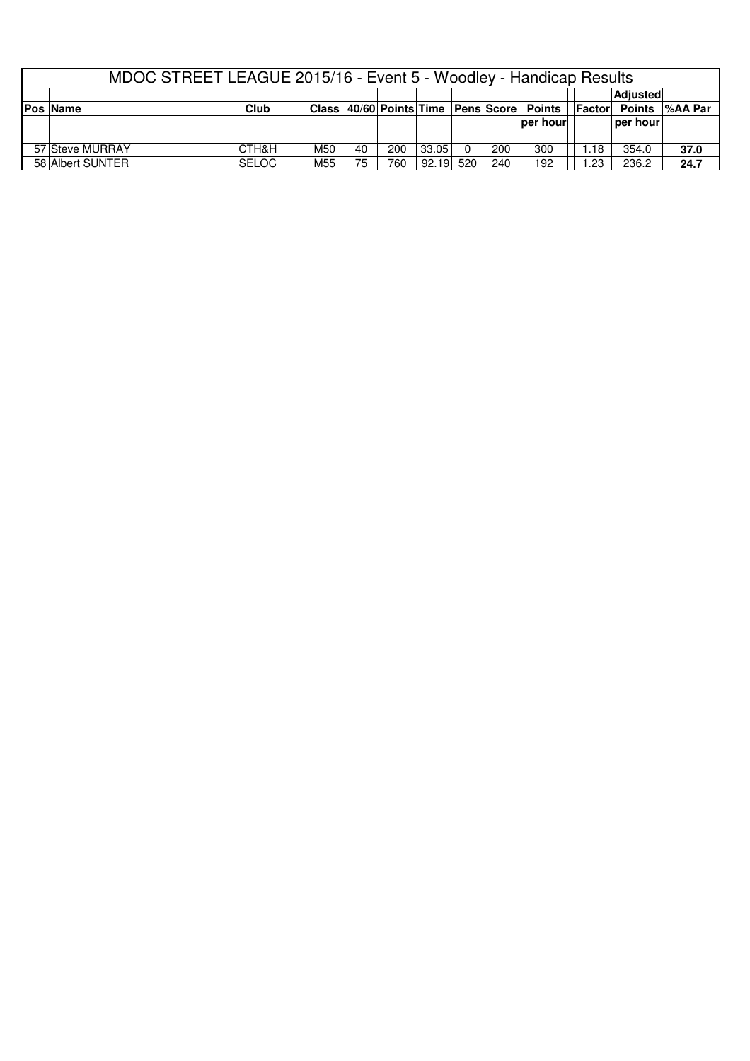# MDOC STREET LEAGUE 2015/16 - Event 5 - Woodley - Handicap Results

| Pos | Name | Club | Class | 40/60 | Points | Time | Pens | Score | Points per hour | | Factor | Adjusted Points per hour | %AA Par |
|---|---|---|---|---|---|---|---|---|---|---|---|---|---|
| 57 | Steve MURRAY | CTH&H | M50 | 40 | 200 | 33.05 | 0 | 200 | 300 | | 1.18 | 354.0 | **37.0** |
| 58 | Albert SUNTER | SELOC | M55 | 75 | 760 | 92.19 | 520 | 240 | 192 | | 1.23 | 236.2 | **24.7** |